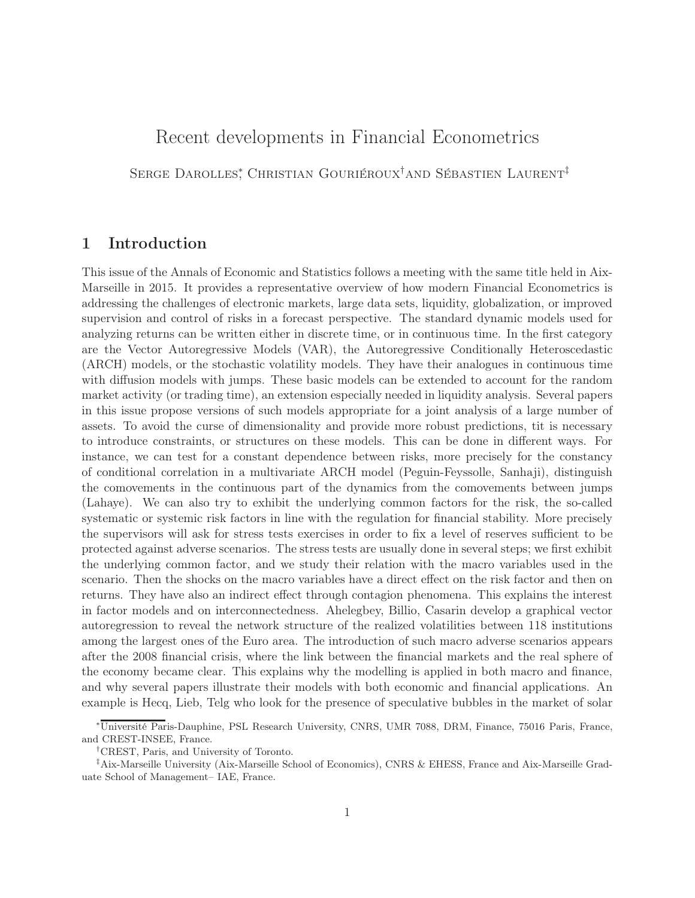# Recent developments in Financial Econometrics

Serge Darolles[*], Christian Gouriéroux[†] and Sébastien Laurent[‡]

## 1 Introduction

This issue of the Annals of Economic and Statistics follows a meeting with the same title held in Aix-Marseille in 2015. It provides a representative overview of how modern Financial Econometrics is addressing the challenges of electronic markets, large data sets, liquidity, globalization, or improved supervision and control of risks in a forecast perspective. The standard dynamic models used for analyzing returns can be written either in discrete time, or in continuous time. In the first category are the Vector Autoregressive Models (VAR), the Autoregressive Conditionally Heteroscedastic (ARCH) models, or the stochastic volatility models. They have their analogues in continuous time with diffusion models with jumps. These basic models can be extended to account for the random market activity (or trading time), an extension especially needed in liquidity analysis. Several papers in this issue propose versions of such models appropriate for a joint analysis of a large number of assets. To avoid the curse of dimensionality and provide more robust predictions, tit is necessary to introduce constraints, or structures on these models. This can be done in different ways. For instance, we can test for a constant dependence between risks, more precisely for the constancy of conditional correlation in a multivariate ARCH model (Peguin-Feyssolle, Sanhaji), distinguish the comovements in the continuous part of the dynamics from the comovements between jumps (Lahaye). We can also try to exhibit the underlying common factors for the risk, the so-called systematic or systemic risk factors in line with the regulation for financial stability. More precisely the supervisors will ask for stress tests exercises in order to fix a level of reserves sufficient to be protected against adverse scenarios. The stress tests are usually done in several steps; we first exhibit the underlying common factor, and we study their relation with the macro variables used in the scenario. Then the shocks on the macro variables have a direct effect on the risk factor and then on returns. They have also an indirect effect through contagion phenomena. This explains the interest in factor models and on interconnectedness. Ahelegbey, Billio, Casarin develop a graphical vector autoregression to reveal the network structure of the realized volatilities between 118 institutions among the largest ones of the Euro area. The introduction of such macro adverse scenarios appears after the 2008 financial crisis, where the link between the financial markets and the real sphere of the economy became clear. This explains why the modelling is applied in both macro and finance, and why several papers illustrate their models with both economic and financial applications. An example is Hecq, Lieb, Telg who look for the presence of speculative bubbles in the market of solar

[*] Université Paris-Dauphine, PSL Research University, CNRS, UMR 7088, DRM, Finance, 75016 Paris, France, and CREST-INSEE, France.

[†] CREST, Paris, and University of Toronto.

[‡] Aix-Marseille University (Aix-Marseille School of Economics), CNRS & EHESS, France and Aix-Marseille Graduate School of Management– IAE, France.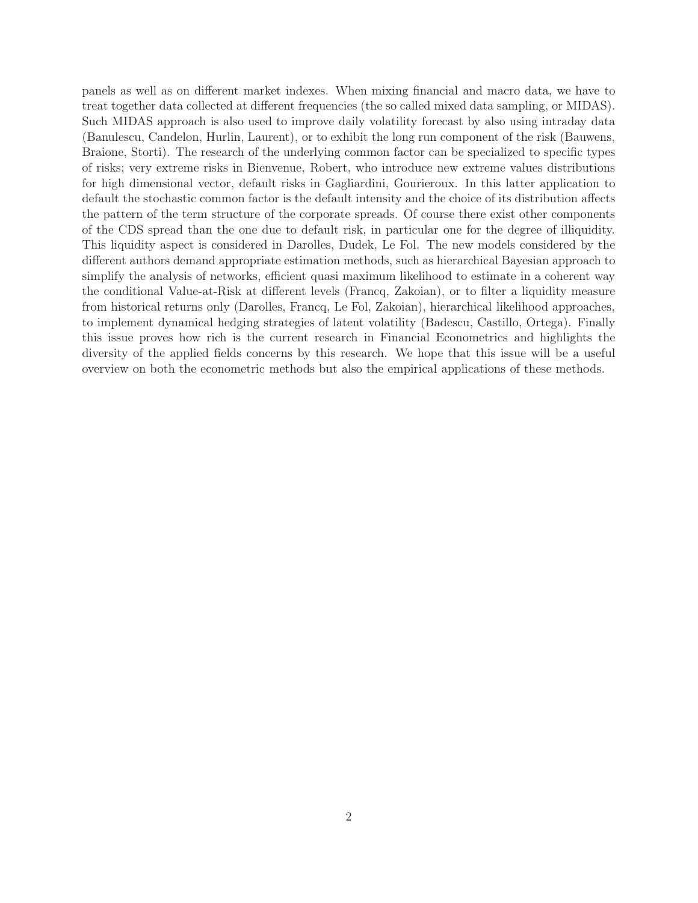panels as well as on different market indexes. When mixing financial and macro data, we have to treat together data collected at different frequencies (the so called mixed data sampling, or MIDAS). Such MIDAS approach is also used to improve daily volatility forecast by also using intraday data (Banulescu, Candelon, Hurlin, Laurent), or to exhibit the long run component of the risk (Bauwens, Braione, Storti). The research of the underlying common factor can be specialized to specific types of risks; very extreme risks in Bienvenue, Robert, who introduce new extreme values distributions for high dimensional vector, default risks in Gagliardini, Gourieroux. In this latter application to default the stochastic common factor is the default intensity and the choice of its distribution affects the pattern of the term structure of the corporate spreads. Of course there exist other components of the CDS spread than the one due to default risk, in particular one for the degree of illiquidity. This liquidity aspect is considered in Darolles, Dudek, Le Fol. The new models considered by the different authors demand appropriate estimation methods, such as hierarchical Bayesian approach to simplify the analysis of networks, efficient quasi maximum likelihood to estimate in a coherent way the conditional Value-at-Risk at different levels (Francq, Zakoian), or to filter a liquidity measure from historical returns only (Darolles, Francq, Le Fol, Zakoian), hierarchical likelihood approaches, to implement dynamical hedging strategies of latent volatility (Badescu, Castillo, Ortega). Finally this issue proves how rich is the current research in Financial Econometrics and highlights the diversity of the applied fields concerns by this research. We hope that this issue will be a useful overview on both the econometric methods but also the empirical applications of these methods.